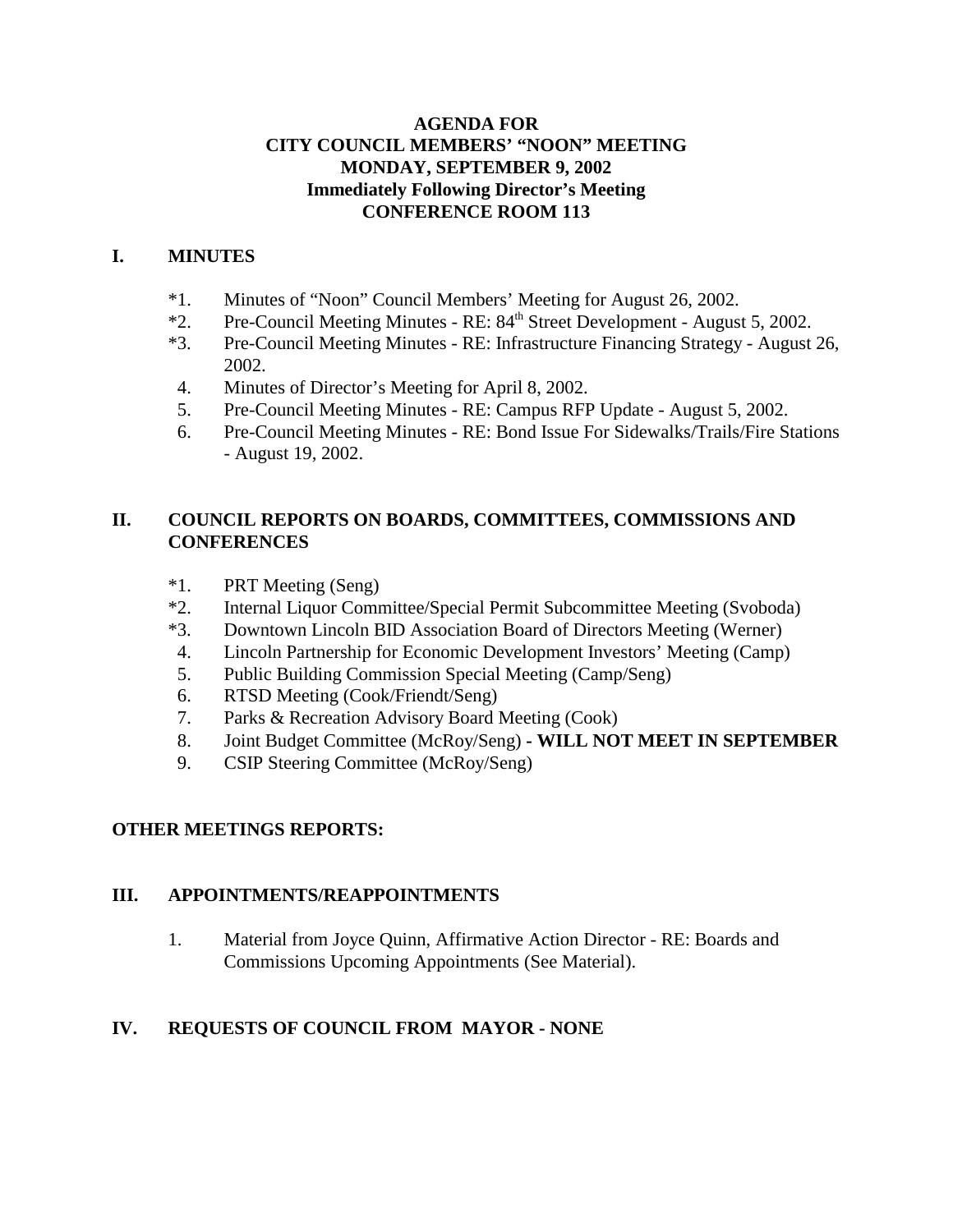# AGENDA FOR
# CITY COUNCIL MEMBERS' "NOON" MEETING
# MONDAY, SEPTEMBER 9, 2002
# Immediately Following Director's Meeting
# CONFERENCE ROOM 113

## I. MINUTES

*1. Minutes of "Noon" Council Members' Meeting for August 26, 2002.
*2. Pre-Council Meeting Minutes - RE: 84th Street Development - August 5, 2002.
*3. Pre-Council Meeting Minutes - RE: Infrastructure Financing Strategy - August 26, 2002.
4. Minutes of Director's Meeting for April 8, 2002.
5. Pre-Council Meeting Minutes - RE: Campus RFP Update - August 5, 2002.
6. Pre-Council Meeting Minutes - RE: Bond Issue For Sidewalks/Trails/Fire Stations - August 19, 2002.

## II. COUNCIL REPORTS ON BOARDS, COMMITTEES, COMMISSIONS AND CONFERENCES

*1. PRT Meeting (Seng)
*2. Internal Liquor Committee/Special Permit Subcommittee Meeting (Svoboda)
*3. Downtown Lincoln BID Association Board of Directors Meeting (Werner)
4. Lincoln Partnership for Economic Development Investors' Meeting (Camp)
5. Public Building Commission Special Meeting (Camp/Seng)
6. RTSD Meeting (Cook/Friendt/Seng)
7. Parks & Recreation Advisory Board Meeting (Cook)
8. Joint Budget Committee (McRoy/Seng) - **WILL NOT MEET IN SEPTEMBER**
9. CSIP Steering Committee (McRoy/Seng)

## OTHER MEETINGS REPORTS:

## III. APPOINTMENTS/REAPPOINTMENTS

1. Material from Joyce Quinn, Affirmative Action Director - RE: Boards and Commissions Upcoming Appointments (See Material).

## IV. REQUESTS OF COUNCIL FROM MAYOR - NONE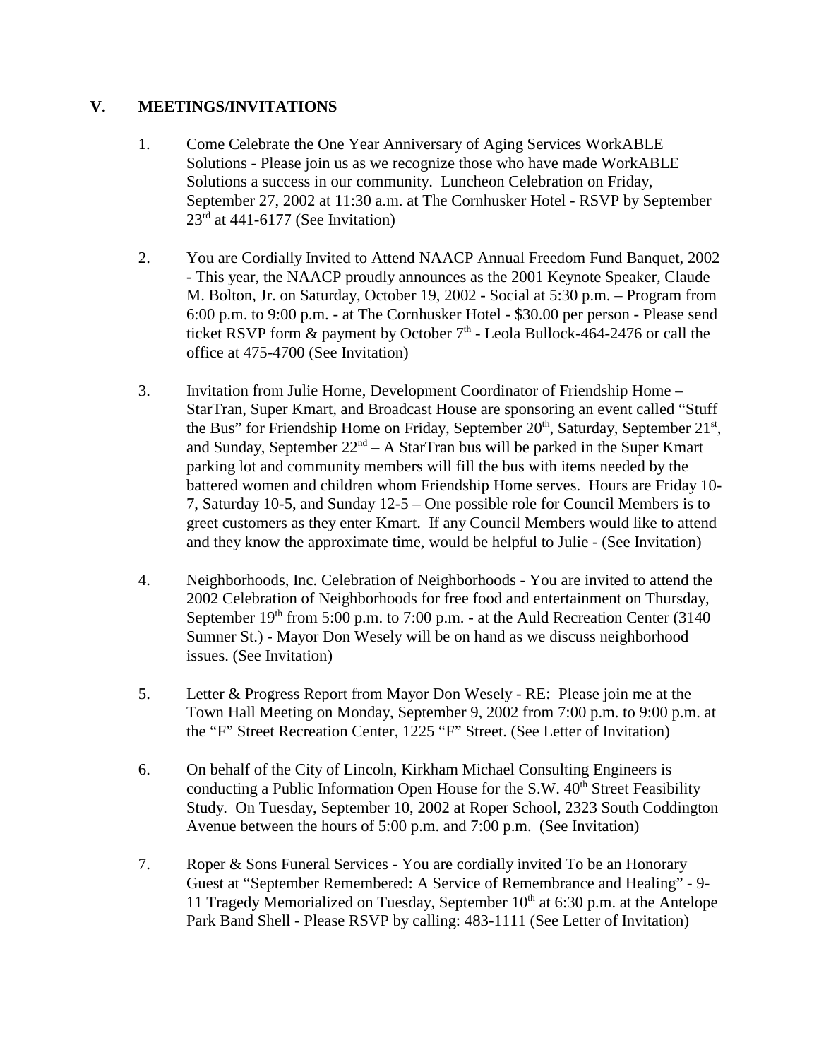## V. MEETINGS/INVITATIONS

1. Come Celebrate the One Year Anniversary of Aging Services WorkABLE Solutions - Please join us as we recognize those who have made WorkABLE Solutions a success in our community. Luncheon Celebration on Friday, September 27, 2002 at 11:30 a.m. at The Cornhusker Hotel - RSVP by September 23rd at 441-6177 (See Invitation)

2. You are Cordially Invited to Attend NAACP Annual Freedom Fund Banquet, 2002 - This year, the NAACP proudly announces as the 2001 Keynote Speaker, Claude M. Bolton, Jr. on Saturday, October 19, 2002 - Social at 5:30 p.m. – Program from 6:00 p.m. to 9:00 p.m. - at The Cornhusker Hotel - $30.00 per person - Please send ticket RSVP form & payment by October 7th - Leola Bullock-464-2476 or call the office at 475-4700 (See Invitation)

3. Invitation from Julie Horne, Development Coordinator of Friendship Home – StarTran, Super Kmart, and Broadcast House are sponsoring an event called "Stuff the Bus" for Friendship Home on Friday, September 20th, Saturday, September 21st, and Sunday, September 22nd – A StarTran bus will be parked in the Super Kmart parking lot and community members will fill the bus with items needed by the battered women and children whom Friendship Home serves. Hours are Friday 10-7, Saturday 10-5, and Sunday 12-5 – One possible role for Council Members is to greet customers as they enter Kmart. If any Council Members would like to attend and they know the approximate time, would be helpful to Julie - (See Invitation)

4. Neighborhoods, Inc. Celebration of Neighborhoods - You are invited to attend the 2002 Celebration of Neighborhoods for free food and entertainment on Thursday, September 19th from 5:00 p.m. to 7:00 p.m. - at the Auld Recreation Center (3140 Sumner St.) - Mayor Don Wesely will be on hand as we discuss neighborhood issues. (See Invitation)

5. Letter & Progress Report from Mayor Don Wesely - RE: Please join me at the Town Hall Meeting on Monday, September 9, 2002 from 7:00 p.m. to 9:00 p.m. at the "F" Street Recreation Center, 1225 "F" Street. (See Letter of Invitation)

6. On behalf of the City of Lincoln, Kirkham Michael Consulting Engineers is conducting a Public Information Open House for the S.W. 40th Street Feasibility Study. On Tuesday, September 10, 2002 at Roper School, 2323 South Coddington Avenue between the hours of 5:00 p.m. and 7:00 p.m. (See Invitation)

7. Roper & Sons Funeral Services - You are cordially invited To be an Honorary Guest at "September Remembered: A Service of Remembrance and Healing" - 9-11 Tragedy Memorialized on Tuesday, September 10th at 6:30 p.m. at the Antelope Park Band Shell - Please RSVP by calling: 483-1111 (See Letter of Invitation)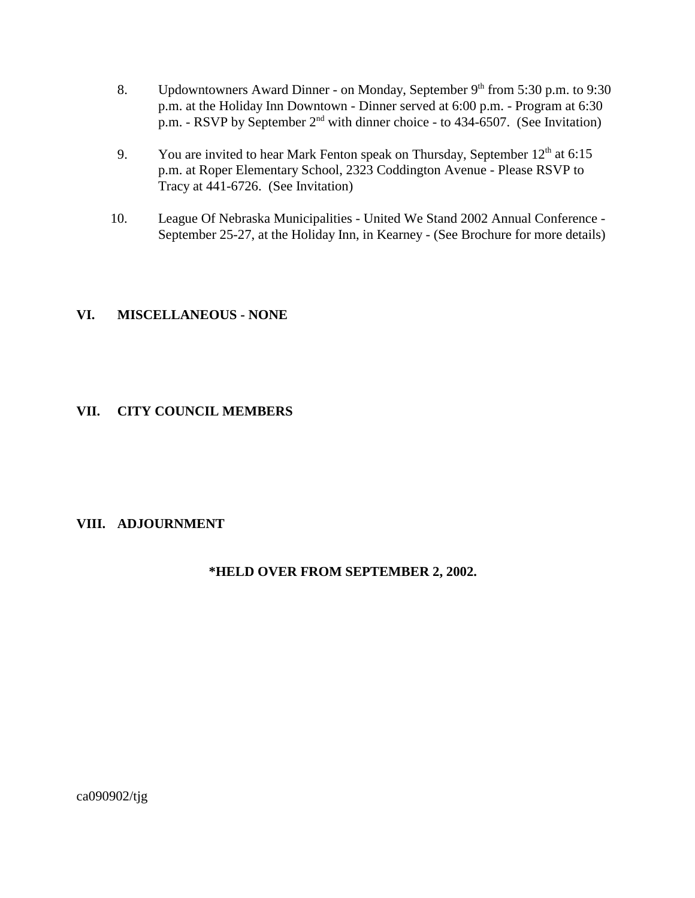8. Updowntowners Award Dinner - on Monday, September 9th from 5:30 p.m. to 9:30 p.m. at the Holiday Inn Downtown - Dinner served at 6:00 p.m. - Program at 6:30 p.m. - RSVP by September 2nd with dinner choice - to 434-6507. (See Invitation)

9. You are invited to hear Mark Fenton speak on Thursday, September 12th at 6:15 p.m. at Roper Elementary School, 2323 Coddington Avenue - Please RSVP to Tracy at 441-6726. (See Invitation)

10. League Of Nebraska Municipalities - United We Stand 2002 Annual Conference - September 25-27, at the Holiday Inn, in Kearney - (See Brochure for more details)

## VI. MISCELLANEOUS - NONE

## VII. CITY COUNCIL MEMBERS

## VIII. ADJOURNMENT

**\*HELD OVER FROM SEPTEMBER 2, 2002.**

ca090902/tjg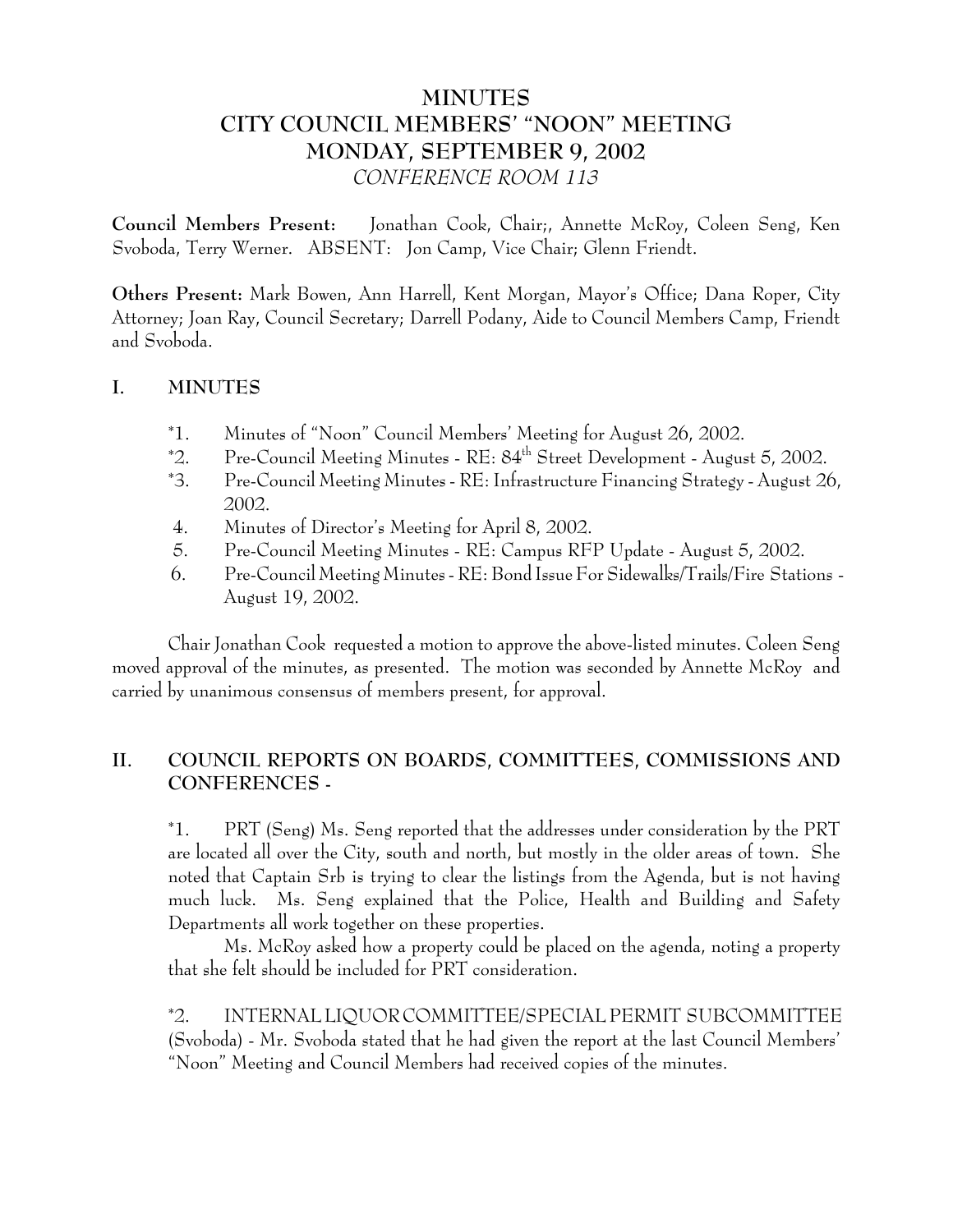# MINUTES
# CITY COUNCIL MEMBERS' "NOON" MEETING
# MONDAY, SEPTEMBER 9, 2002
*CONFERENCE ROOM 113*

**Council Members Present:** Jonathan Cook, Chair;, Annette McRoy, Coleen Seng, Ken Svoboda, Terry Werner. ABSENT: Jon Camp, Vice Chair; Glenn Friendt.

**Others Present:** Mark Bowen, Ann Harrell, Kent Morgan, Mayor's Office; Dana Roper, City Attorney; Joan Ray, Council Secretary; Darrell Podany, Aide to Council Members Camp, Friendt and Svoboda.

## I. MINUTES

*1. Minutes of "Noon" Council Members' Meeting for August 26, 2002.
*2. Pre-Council Meeting Minutes - RE: 84th Street Development - August 5, 2002.
*3. Pre-Council Meeting Minutes - RE: Infrastructure Financing Strategy - August 26, 2002.
4. Minutes of Director's Meeting for April 8, 2002.
5. Pre-Council Meeting Minutes - RE: Campus RFP Update - August 5, 2002.
6. Pre-Council Meeting Minutes - RE: Bond Issue For Sidewalks/Trails/Fire Stations - August 19, 2002.

Chair Jonathan Cook requested a motion to approve the above-listed minutes. Coleen Seng moved approval of the minutes, as presented. The motion was seconded by Annette McRoy and carried by unanimous consensus of members present, for approval.

## II. COUNCIL REPORTS ON BOARDS, COMMITTEES, COMMISSIONS AND CONFERENCES -

*1. PRT (Seng) Ms. Seng reported that the addresses under consideration by the PRT are located all over the City, south and north, but mostly in the older areas of town. She noted that Captain Srb is trying to clear the listings from the Agenda, but is not having much luck. Ms. Seng explained that the Police, Health and Building and Safety Departments all work together on these properties.

Ms. McRoy asked how a property could be placed on the agenda, noting a property that she felt should be included for PRT consideration.

*2. INTERNAL LIQUOR COMMITTEE/SPECIAL PERMIT SUBCOMMITTEE (Svoboda) - Mr. Svoboda stated that he had given the report at the last Council Members' "Noon" Meeting and Council Members had received copies of the minutes.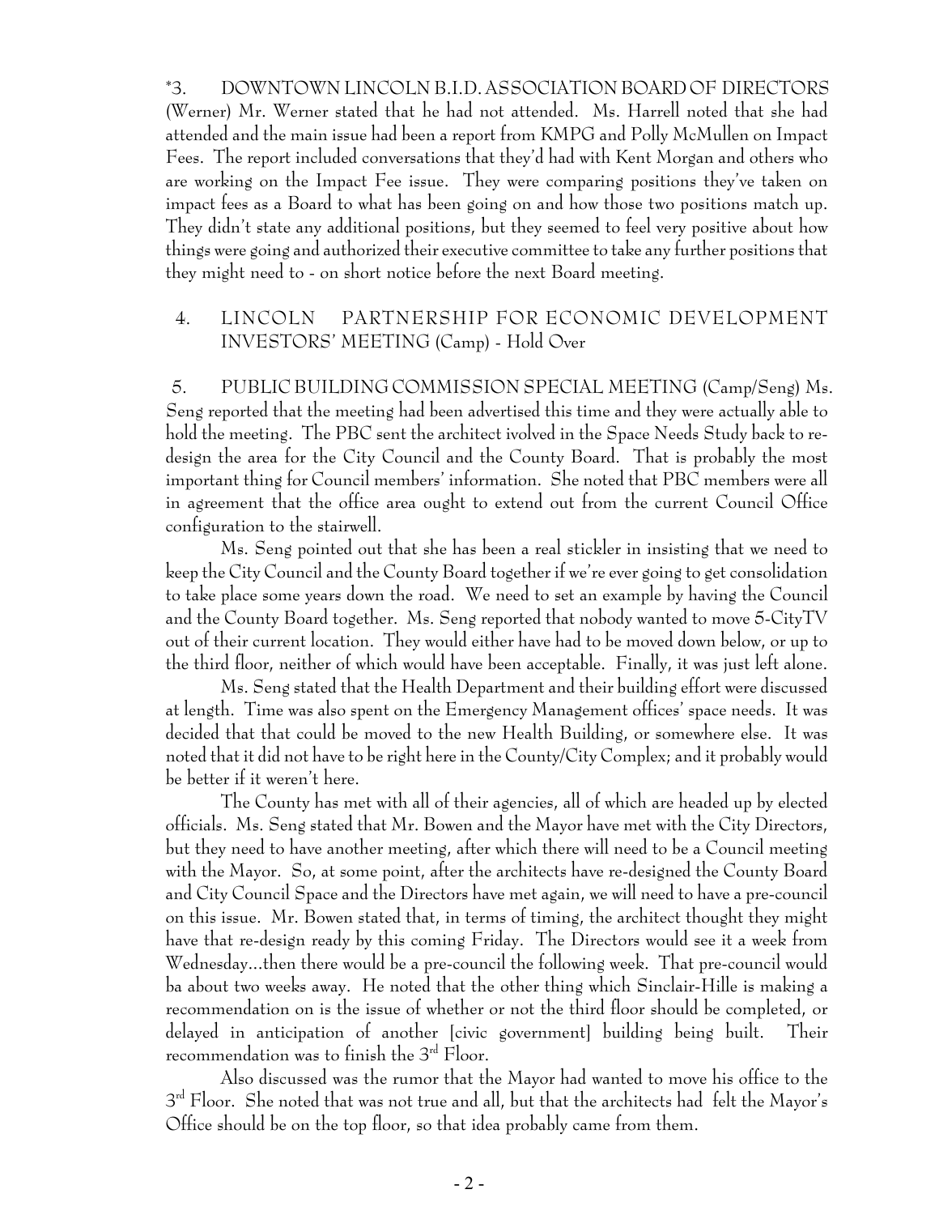*3. DOWNTOWN LINCOLN B.I.D. ASSOCIATION BOARD OF DIRECTORS (Werner) Mr. Werner stated that he had not attended. Ms. Harrell noted that she had attended and the main issue had been a report from KMPG and Polly McMullen on Impact Fees. The report included conversations that they'd had with Kent Morgan and others who are working on the Impact Fee issue. They were comparing positions they've taken on impact fees as a Board to what has been going on and how those two positions match up. They didn't state any additional positions, but they seemed to feel very positive about how things were going and authorized their executive committee to take any further positions that they might need to - on short notice before the next Board meeting.

4. LINCOLN PARTNERSHIP FOR ECONOMIC DEVELOPMENT INVESTORS' MEETING (Camp) - Hold Over

5. PUBLIC BUILDING COMMISSION SPECIAL MEETING (Camp/Seng) Ms. Seng reported that the meeting had been advertised this time and they were actually able to hold the meeting. The PBC sent the architect ivolved in the Space Needs Study back to re-design the area for the City Council and the County Board. That is probably the most important thing for Council members' information. She noted that PBC members were all in agreement that the office area ought to extend out from the current Council Office configuration to the stairwell.

Ms. Seng pointed out that she has been a real stickler in insisting that we need to keep the City Council and the County Board together if we're ever going to get consolidation to take place some years down the road. We need to set an example by having the Council and the County Board together. Ms. Seng reported that nobody wanted to move 5-CityTV out of their current location. They would either have had to be moved down below, or up to the third floor, neither of which would have been acceptable. Finally, it was just left alone.

Ms. Seng stated that the Health Department and their building effort were discussed at length. Time was also spent on the Emergency Management offices' space needs. It was decided that that could be moved to the new Health Building, or somewhere else. It was noted that it did not have to be right here in the County/City Complex; and it probably would be better if it weren't here.

The County has met with all of their agencies, all of which are headed up by elected officials. Ms. Seng stated that Mr. Bowen and the Mayor have met with the City Directors, but they need to have another meeting, after which there will need to be a Council meeting with the Mayor. So, at some point, after the architects have re-designed the County Board and City Council Space and the Directors have met again, we will need to have a pre-council on this issue. Mr. Bowen stated that, in terms of timing, the architect thought they might have that re-design ready by this coming Friday. The Directors would see it a week from Wednesday...then there would be a pre-council the following week. That pre-council would ba about two weeks away. He noted that the other thing which Sinclair-Hille is making a recommendation on is the issue of whether or not the third floor should be completed, or delayed in anticipation of another [civic government] building being built. Their recommendation was to finish the 3rd Floor.

Also discussed was the rumor that the Mayor had wanted to move his office to the 3rd Floor. She noted that was not true and all, but that the architects had felt the Mayor's Office should be on the top floor, so that idea probably came from them.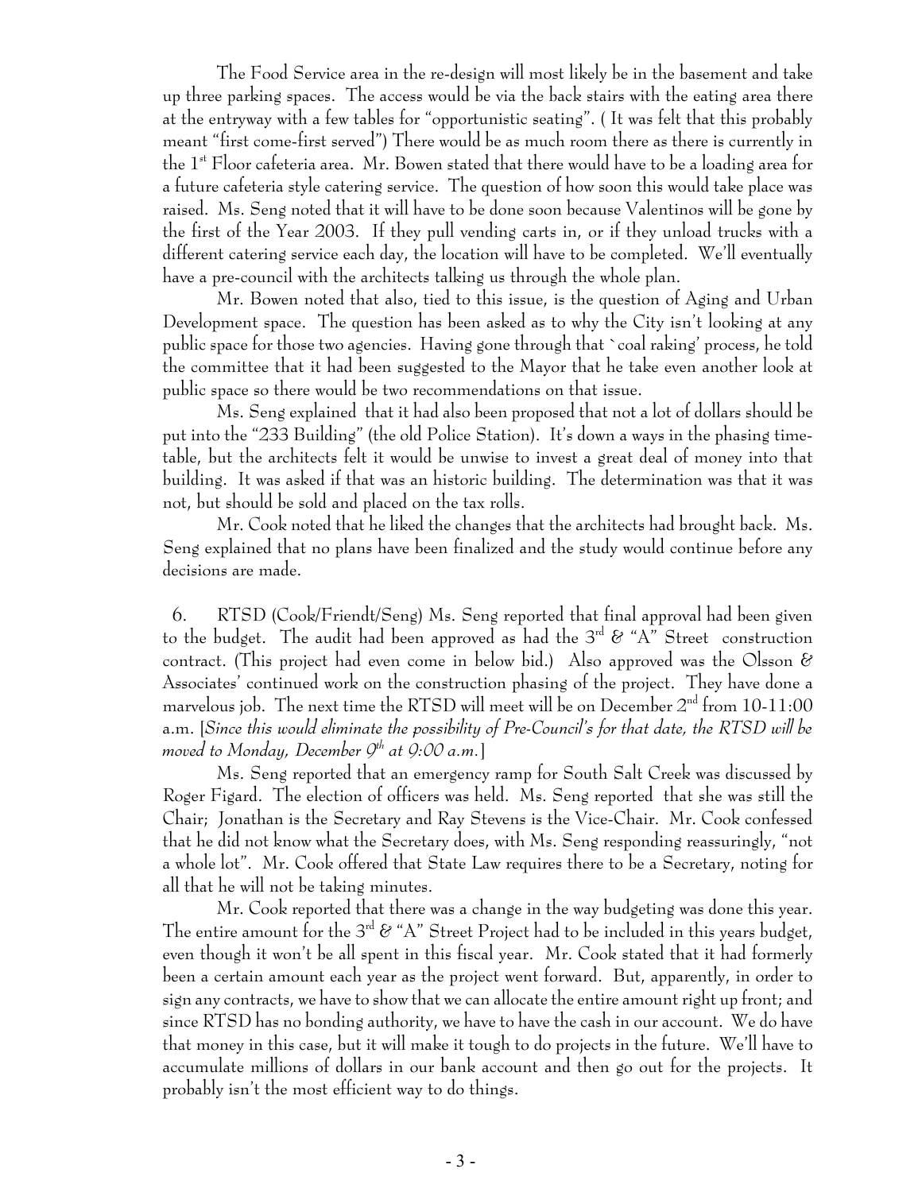The Food Service area in the re-design will most likely be in the basement and take up three parking spaces. The access would be via the back stairs with the eating area there at the entryway with a few tables for "opportunistic seating". ( It was felt that this probably meant "first come-first served") There would be as much room there as there is currently in the 1st Floor cafeteria area. Mr. Bowen stated that there would have to be a loading area for a future cafeteria style catering service. The question of how soon this would take place was raised. Ms. Seng noted that it will have to be done soon because Valentinos will be gone by the first of the Year 2003. If they pull vending carts in, or if they unload trucks with a different catering service each day, the location will have to be completed. We'll eventually have a pre-council with the architects talking us through the whole plan.

Mr. Bowen noted that also, tied to this issue, is the question of Aging and Urban Development space. The question has been asked as to why the City isn't looking at any public space for those two agencies. Having gone through that `coal raking' process, he told the committee that it had been suggested to the Mayor that he take even another look at public space so there would be two recommendations on that issue.

Ms. Seng explained that it had also been proposed that not a lot of dollars should be put into the "233 Building" (the old Police Station). It's down a ways in the phasing time-table, but the architects felt it would be unwise to invest a great deal of money into that building. It was asked if that was an historic building. The determination was that it was not, but should be sold and placed on the tax rolls.

Mr. Cook noted that he liked the changes that the architects had brought back. Ms. Seng explained that no plans have been finalized and the study would continue before any decisions are made.

6. RTSD (Cook/Friendt/Seng) Ms. Seng reported that final approval had been given to the budget. The audit had been approved as had the 3rd & "A" Street construction contract. (This project had even come in below bid.) Also approved was the Olsson & Associates' continued work on the construction phasing of the project. They have done a marvelous job. The next time the RTSD will meet will be on December 2nd from 10-11:00 a.m. [*Since this would eliminate the possibility of Pre-Council's for that date, the RTSD will be moved to Monday, December 9th at 9:00 a.m.*]

Ms. Seng reported that an emergency ramp for South Salt Creek was discussed by Roger Figard. The election of officers was held. Ms. Seng reported that she was still the Chair; Jonathan is the Secretary and Ray Stevens is the Vice-Chair. Mr. Cook confessed that he did not know what the Secretary does, with Ms. Seng responding reassuringly, "not a whole lot". Mr. Cook offered that State Law requires there to be a Secretary, noting for all that he will not be taking minutes.

Mr. Cook reported that there was a change in the way budgeting was done this year. The entire amount for the 3rd & "A" Street Project had to be included in this years budget, even though it won't be all spent in this fiscal year. Mr. Cook stated that it had formerly been a certain amount each year as the project went forward. But, apparently, in order to sign any contracts, we have to show that we can allocate the entire amount right up front; and since RTSD has no bonding authority, we have to have the cash in our account. We do have that money in this case, but it will make it tough to do projects in the future. We'll have to accumulate millions of dollars in our bank account and then go out for the projects. It probably isn't the most efficient way to do things.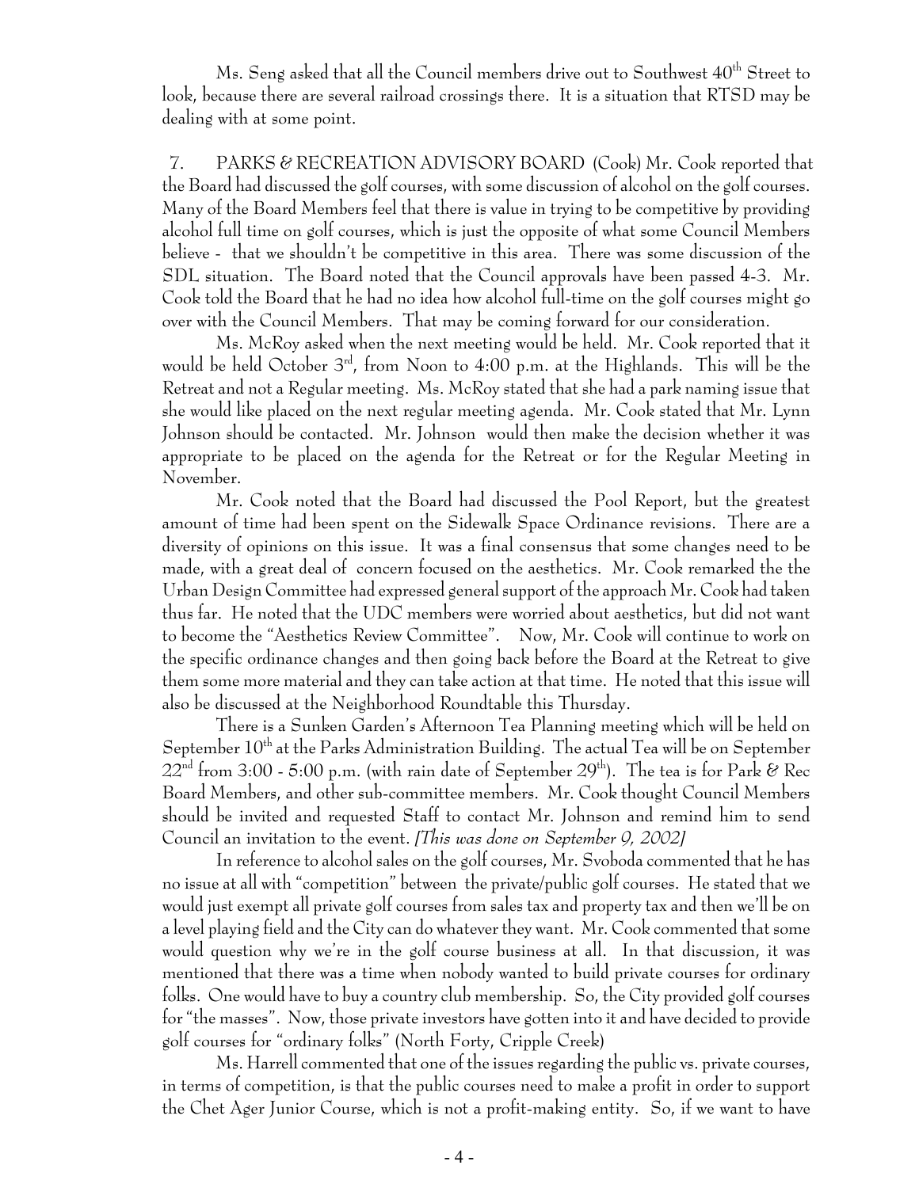Ms. Seng asked that all the Council members drive out to Southwest 40th Street to look, because there are several railroad crossings there. It is a situation that RTSD may be dealing with at some point.

7. PARKS & RECREATION ADVISORY BOARD (Cook) Mr. Cook reported that the Board had discussed the golf courses, with some discussion of alcohol on the golf courses. Many of the Board Members feel that there is value in trying to be competitive by providing alcohol full time on golf courses, which is just the opposite of what some Council Members believe - that we shouldn't be competitive in this area. There was some discussion of the SDL situation. The Board noted that the Council approvals have been passed 4-3. Mr. Cook told the Board that he had no idea how alcohol full-time on the golf courses might go over with the Council Members. That may be coming forward for our consideration.

Ms. McRoy asked when the next meeting would be held. Mr. Cook reported that it would be held October 3rd, from Noon to 4:00 p.m. at the Highlands. This will be the Retreat and not a Regular meeting. Ms. McRoy stated that she had a park naming issue that she would like placed on the next regular meeting agenda. Mr. Cook stated that Mr. Lynn Johnson should be contacted. Mr. Johnson would then make the decision whether it was appropriate to be placed on the agenda for the Retreat or for the Regular Meeting in November.

Mr. Cook noted that the Board had discussed the Pool Report, but the greatest amount of time had been spent on the Sidewalk Space Ordinance revisions. There are a diversity of opinions on this issue. It was a final consensus that some changes need to be made, with a great deal of concern focused on the aesthetics. Mr. Cook remarked the the Urban Design Committee had expressed general support of the approach Mr. Cook had taken thus far. He noted that the UDC members were worried about aesthetics, but did not want to become the "Aesthetics Review Committee". Now, Mr. Cook will continue to work on the specific ordinance changes and then going back before the Board at the Retreat to give them some more material and they can take action at that time. He noted that this issue will also be discussed at the Neighborhood Roundtable this Thursday.

There is a Sunken Garden's Afternoon Tea Planning meeting which will be held on September 10th at the Parks Administration Building. The actual Tea will be on September 22nd from 3:00 - 5:00 p.m. (with rain date of September 29th). The tea is for Park & Rec Board Members, and other sub-committee members. Mr. Cook thought Council Members should be invited and requested Staff to contact Mr. Johnson and remind him to send Council an invitation to the event. *[This was done on September 9, 2002]*

In reference to alcohol sales on the golf courses, Mr. Svoboda commented that he has no issue at all with "competition" between the private/public golf courses. He stated that we would just exempt all private golf courses from sales tax and property tax and then we'll be on a level playing field and the City can do whatever they want. Mr. Cook commented that some would question why we're in the golf course business at all. In that discussion, it was mentioned that there was a time when nobody wanted to build private courses for ordinary folks. One would have to buy a country club membership. So, the City provided golf courses for "the masses". Now, those private investors have gotten into it and have decided to provide golf courses for "ordinary folks" (North Forty, Cripple Creek)

Ms. Harrell commented that one of the issues regarding the public vs. private courses, in terms of competition, is that the public courses need to make a profit in order to support the Chet Ager Junior Course, which is not a profit-making entity. So, if we want to have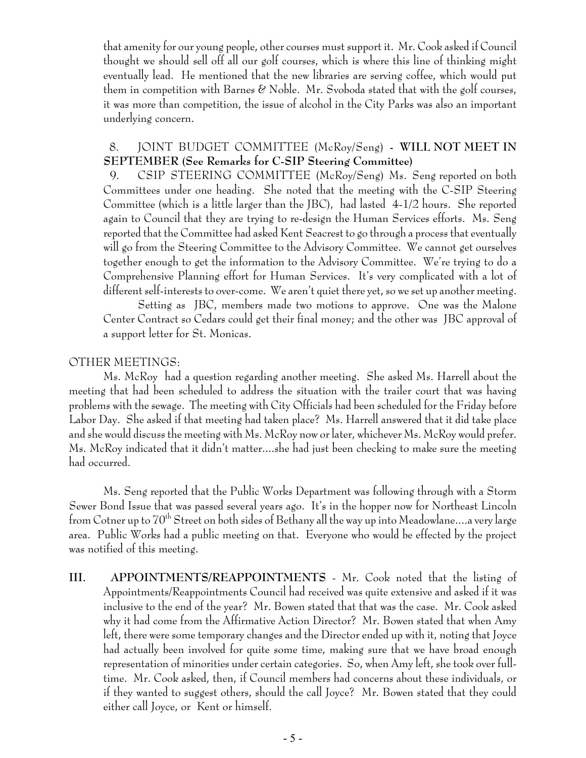that amenity for our young people, other courses must support it. Mr. Cook asked if Council thought we should sell off all our golf courses, which is where this line of thinking might eventually lead. He mentioned that the new libraries are serving coffee, which would put them in competition with Barnes & Noble. Mr. Svoboda stated that with the golf courses, it was more than competition, the issue of alcohol in the City Parks was also an important underlying concern.

8. JOINT BUDGET COMMITTEE (McRoy/Seng) - **WILL NOT MEET IN SEPTEMBER (See Remarks for C-SIP Steering Committee)**

9. CSIP STEERING COMMITTEE (McRoy/Seng) Ms. Seng reported on both Committees under one heading. She noted that the meeting with the C-SIP Steering Committee (which is a little larger than the JBC), had lasted 4-1/2 hours. She reported again to Council that they are trying to re-design the Human Services efforts. Ms. Seng reported that the Committee had asked Kent Seacrest to go through a process that eventually will go from the Steering Committee to the Advisory Committee. We cannot get ourselves together enough to get the information to the Advisory Committee. We're trying to do a Comprehensive Planning effort for Human Services. It's very complicated with a lot of different self-interests to over-come. We aren't quiet there yet, so we set up another meeting.

Setting as JBC, members made two motions to approve. One was the Malone Center Contract so Cedars could get their final money; and the other was JBC approval of a support letter for St. Monicas.

OTHER MEETINGS:

Ms. McRoy had a question regarding another meeting. She asked Ms. Harrell about the meeting that had been scheduled to address the situation with the trailer court that was having problems with the sewage. The meeting with City Officials had been scheduled for the Friday before Labor Day. She asked if that meeting had taken place? Ms. Harrell answered that it did take place and she would discuss the meeting with Ms. McRoy now or later, whichever Ms. McRoy would prefer. Ms. McRoy indicated that it didn't matter....she had just been checking to make sure the meeting had occurred.

Ms. Seng reported that the Public Works Department was following through with a Storm Sewer Bond Issue that was passed several years ago. It's in the hopper now for Northeast Lincoln from Cotner up to 70th Street on both sides of Bethany all the way up into Meadowlane....a very large area. Public Works had a public meeting on that. Everyone who would be effected by the project was notified of this meeting.

**III. APPOINTMENTS/REAPPOINTMENTS** - Mr. Cook noted that the listing of Appointments/Reappointments Council had received was quite extensive and asked if it was inclusive to the end of the year? Mr. Bowen stated that that was the case. Mr. Cook asked why it had come from the Affirmative Action Director? Mr. Bowen stated that when Amy left, there were some temporary changes and the Director ended up with it, noting that Joyce had actually been involved for quite some time, making sure that we have broad enough representation of minorities under certain categories. So, when Amy left, she took over full-time. Mr. Cook asked, then, if Council members had concerns about these individuals, or if they wanted to suggest others, should the call Joyce? Mr. Bowen stated that they could either call Joyce, or Kent or himself.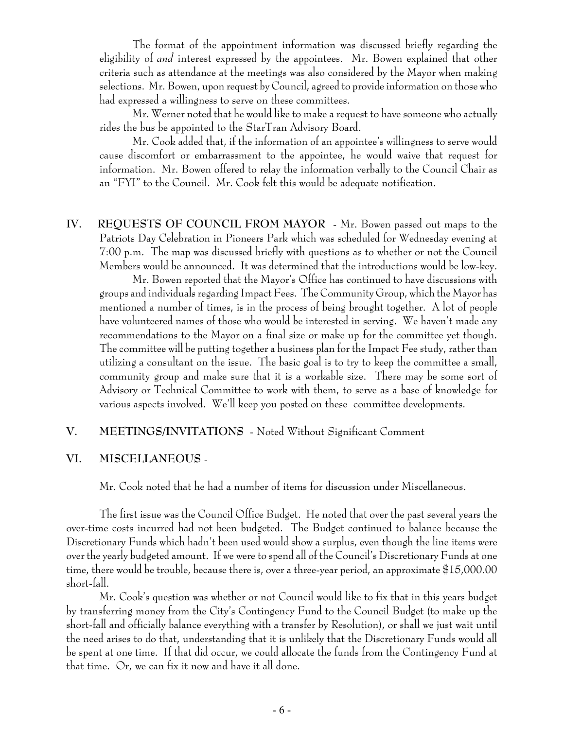The format of the appointment information was discussed briefly regarding the eligibility of *and* interest expressed by the appointees. Mr. Bowen explained that other criteria such as attendance at the meetings was also considered by the Mayor when making selections. Mr. Bowen, upon request by Council, agreed to provide information on those who had expressed a willingness to serve on these committees.

Mr. Werner noted that he would like to make a request to have someone who actually rides the bus be appointed to the StarTran Advisory Board.

Mr. Cook added that, if the information of an appointee's willingness to serve would cause discomfort or embarrassment to the appointee, he would waive that request for information. Mr. Bowen offered to relay the information verbally to the Council Chair as an "FYI" to the Council. Mr. Cook felt this would be adequate notification.

**IV. REQUESTS OF COUNCIL FROM MAYOR** - Mr. Bowen passed out maps to the Patriots Day Celebration in Pioneers Park which was scheduled for Wednesday evening at 7:00 p.m. The map was discussed briefly with questions as to whether or not the Council Members would be announced. It was determined that the introductions would be low-key.

Mr. Bowen reported that the Mayor's Office has continued to have discussions with groups and individuals regarding Impact Fees. The Community Group, which the Mayor has mentioned a number of times, is in the process of being brought together. A lot of people have volunteered names of those who would be interested in serving. We haven't made any recommendations to the Mayor on a final size or make up for the committee yet though. The committee will be putting together a business plan for the Impact Fee study, rather than utilizing a consultant on the issue. The basic goal is to try to keep the committee a small, community group and make sure that it is a workable size. There may be some sort of Advisory or Technical Committee to work with them, to serve as a base of knowledge for various aspects involved. We'll keep you posted on these committee developments.

**V. MEETINGS/INVITATIONS** - Noted Without Significant Comment

**VI. MISCELLANEOUS** -

Mr. Cook noted that he had a number of items for discussion under Miscellaneous.

The first issue was the Council Office Budget. He noted that over the past several years the over-time costs incurred had not been budgeted. The Budget continued to balance because the Discretionary Funds which hadn't been used would show a surplus, even though the line items were over the yearly budgeted amount. If we were to spend all of the Council's Discretionary Funds at one time, there would be trouble, because there is, over a three-year period, an approximate $15,000.00 short-fall.

Mr. Cook's question was whether or not Council would like to fix that in this years budget by transferring money from the City's Contingency Fund to the Council Budget (to make up the short-fall and officially balance everything with a transfer by Resolution), or shall we just wait until the need arises to do that, understanding that it is unlikely that the Discretionary Funds would all be spent at one time. If that did occur, we could allocate the funds from the Contingency Fund at that time. Or, we can fix it now and have it all done.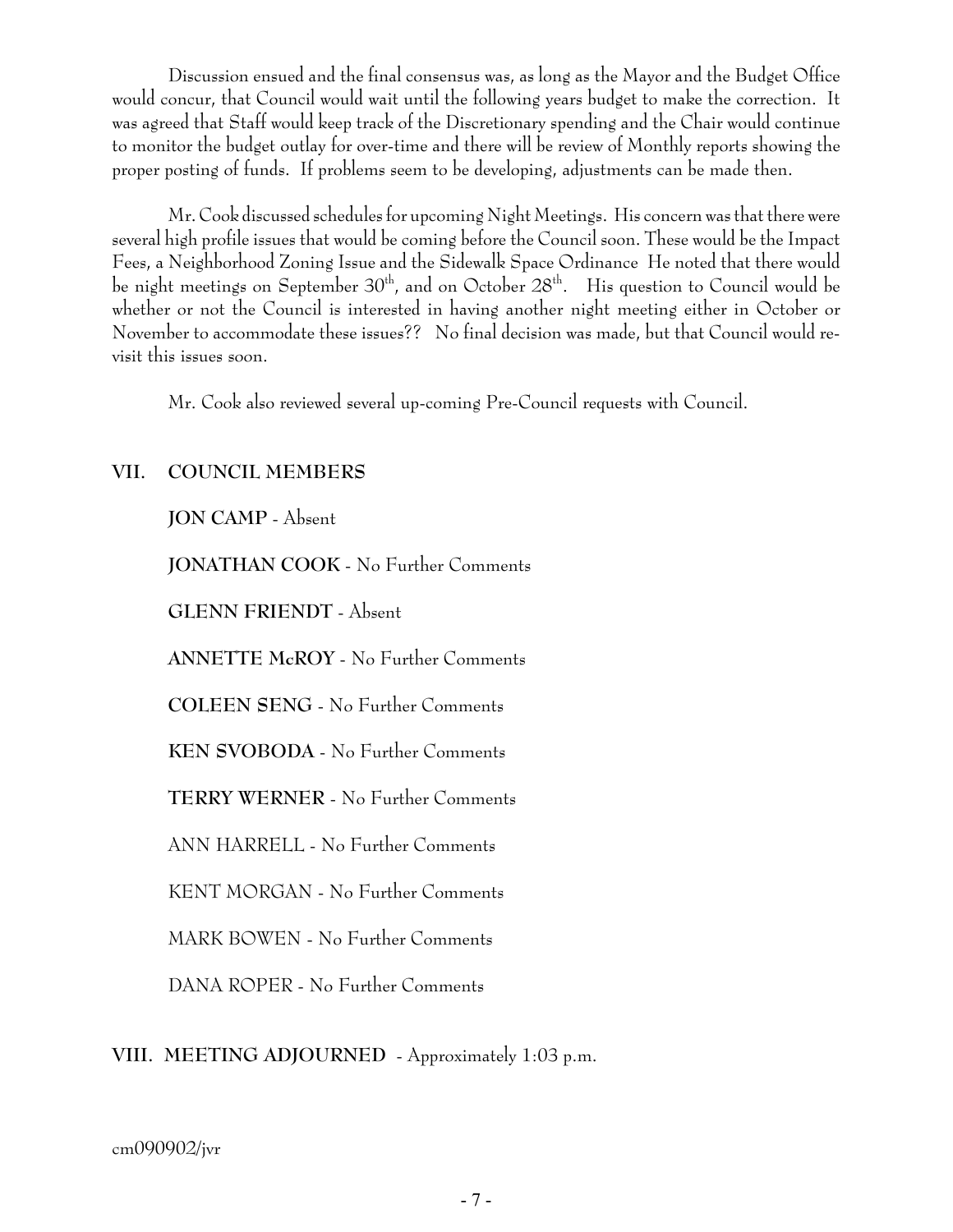Discussion ensued and the final consensus was, as long as the Mayor and the Budget Office would concur, that Council would wait until the following years budget to make the correction. It was agreed that Staff would keep track of the Discretionary spending and the Chair would continue to monitor the budget outlay for over-time and there will be review of Monthly reports showing the proper posting of funds. If problems seem to be developing, adjustments can be made then.

Mr. Cook discussed schedules for upcoming Night Meetings. His concern was that there were several high profile issues that would be coming before the Council soon. These would be the Impact Fees, a Neighborhood Zoning Issue and the Sidewalk Space Ordinance He noted that there would be night meetings on September 30th, and on October 28th. His question to Council would be whether or not the Council is interested in having another night meeting either in October or November to accommodate these issues?? No final decision was made, but that Council would re-visit this issues soon.

Mr. Cook also reviewed several up-coming Pre-Council requests with Council.

## VII. COUNCIL MEMBERS

**JON CAMP** - Absent

**JONATHAN COOK** - No Further Comments

**GLENN FRIENDT** - Absent

**ANNETTE McROY** - No Further Comments

**COLEEN SENG** - No Further Comments

**KEN SVOBODA** - No Further Comments

**TERRY WERNER** - No Further Comments

ANN HARRELL - No Further Comments

KENT MORGAN - No Further Comments

MARK BOWEN - No Further Comments

DANA ROPER - No Further Comments

## VIII. MEETING ADJOURNED - Approximately 1:03 p.m.

cm090902/jvr